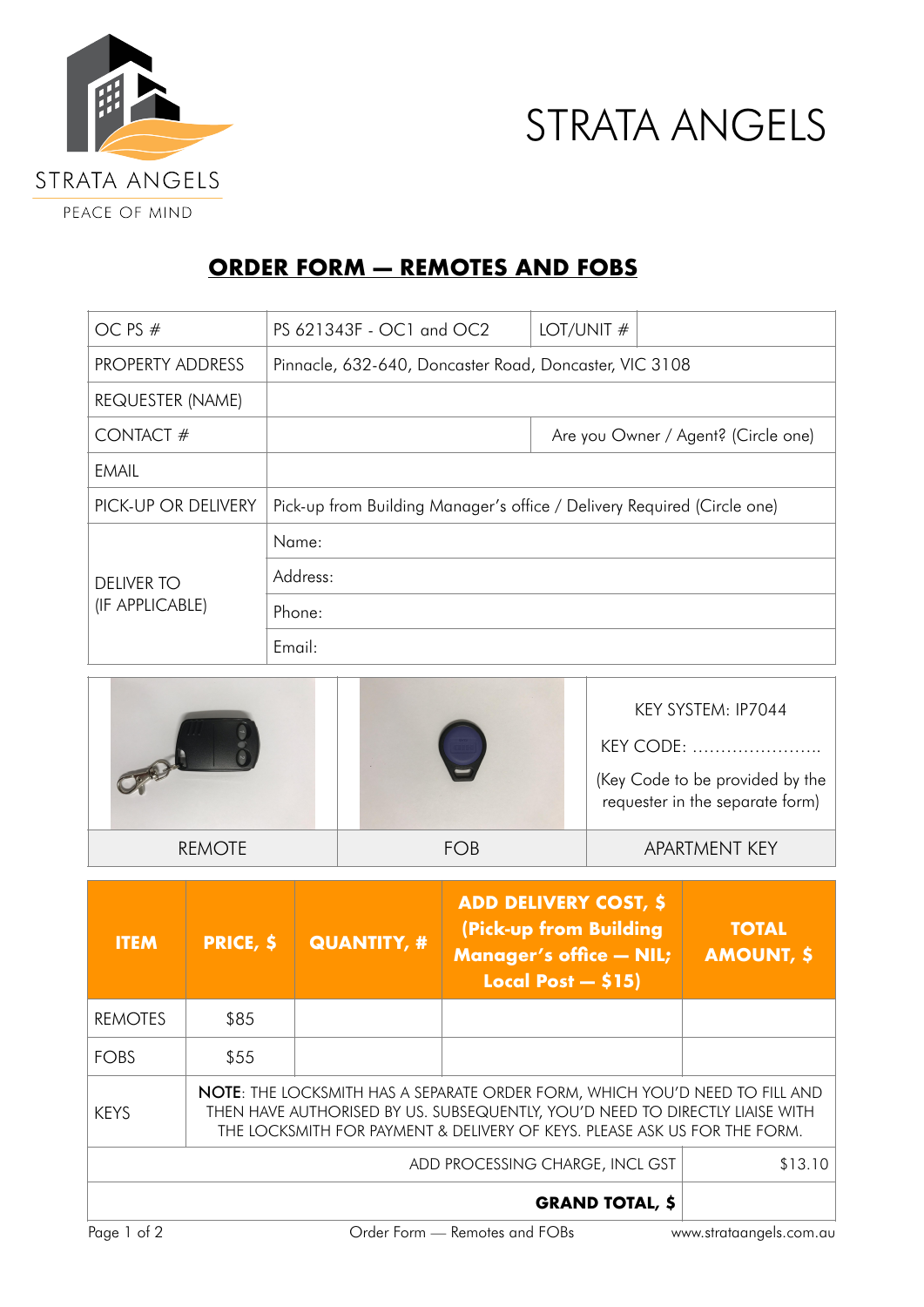STRATA ANGELS

PEACE OF MIND

# STRATA ANGELS

## ORDER FORM — REMOTES AND FOBS

| | | | |
|---|---|---|---|
| OC PS # | PS 621343F - OC1 and OC2 | LOT/UNIT # | |
| PROPERTY ADDRESS | Pinnacle, 632-640, Doncaster Road, Doncaster, VIC 3108 | | |
| REQUESTER (NAME) | | | |
| CONTACT # | | Are you Owner / Agent? (Circle one) | |
| EMAIL | | | |
| PICK-UP OR DELIVERY | Pick-up from Building Manager's office / Delivery Required (Circle one) | | |
| DELIVER TO (IF APPLICABLE) | Name: | | |
| | Address: | | |
| | Phone: | | |
| | Email: | | |

| REMOTE | FOB | APARTMENT KEY |
|---|---|---|
| | | KEY SYSTEM: IP7044<br>KEY CODE: …………………..<br>(Key Code to be provided by the requester in the separate form) |

| ITEM | PRICE, $ | QUANTITY, # | ADD DELIVERY COST, $ (Pick-up from Building Manager's office — NIL; Local Post — $15) | TOTAL AMOUNT, $ |
|---|---|---|---|---|
| REMOTES | $85 | | | |
| FOBS | $55 | | | |
| KEYS | **NOTE**: THE LOCKSMITH HAS A SEPARATE ORDER FORM, WHICH YOU'D NEED TO FILL AND THEN HAVE AUTHORISED BY US. SUBSEQUENTLY, YOU'D NEED TO DIRECTLY LIAISE WITH THE LOCKSMITH FOR PAYMENT & DELIVERY OF KEYS. PLEASE ASK US FOR THE FORM. | | | |
| | | | ADD PROCESSING CHARGE, INCL GST | $13.10 |
| | | | **GRAND TOTAL, $** | |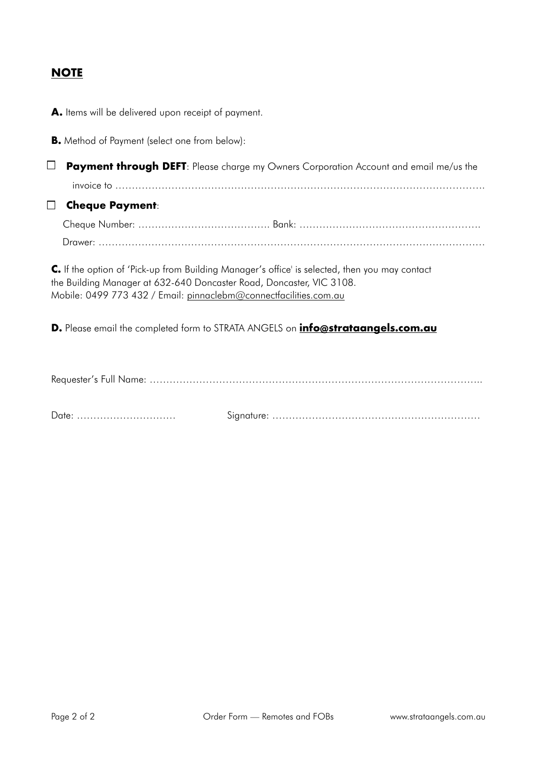## **NOTE**

**A.** Items will be delivered upon receipt of payment.

**B.** Method of Payment (select one from below):

☐ **Payment through DEFT**: Please charge my Owners Corporation Account and email me/us the invoice to ……………………………………………………………………………………………………

☐ **Cheque Payment**:

Cheque Number: ………………………………… Bank: ………………………………………………

Drawer: ………………………………………………………………………………………………………

**C.** If the option of 'Pick-up from Building Manager's office' is selected, then you may contact the Building Manager at 632-640 Doncaster Road, Doncaster, VIC 3108.
Mobile: 0499 773 432 / Email: pinnaclebm@connectfacilities.com.au

**D.** Please email the completed form to STRATA ANGELS on **info@strataangels.com.au**

Requester's Full Name: ………………………………………………………………………………………

Date: ………………………… Signature: ………………………………………………………